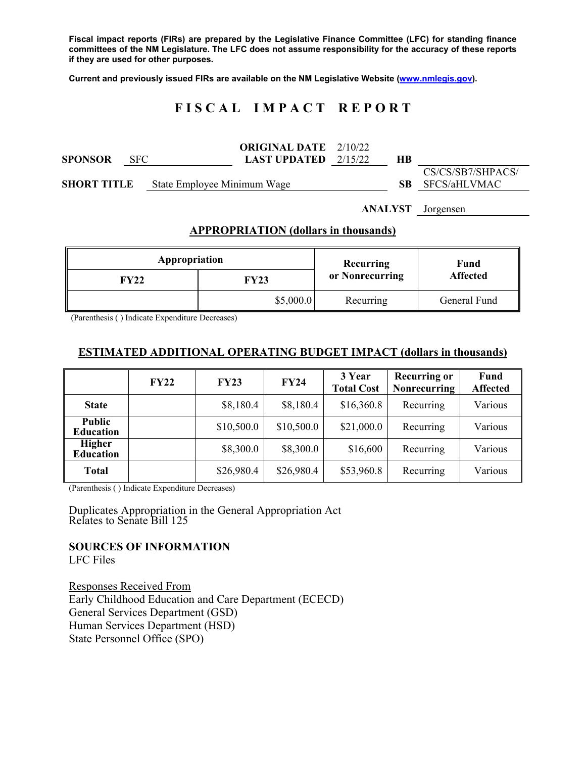**Fiscal impact reports (FIRs) are prepared by the Legislative Finance Committee (LFC) for standing finance committees of the NM Legislature. The LFC does not assume responsibility for the accuracy of these reports if they are used for other purposes.**

**Current and previously issued FIRs are available on the NM Legislative Website (www.nmlegis.gov).**

# FISCAL IMPACT REPORT

| | | | | | |
|---|---|---|---|---|---|
| **SPONSOR** | SFC | **ORIGINAL DATE** / **LAST UPDATED** | 2/10/22 / 2/15/22 | **HB** | |
| **SHORT TITLE** | State Employee Minimum Wage | | | **SB** | CS/CS/SB7/SHPACS/ SFCS/aHLVMAC |

**ANALYST** Jorgensen

## APPROPRIATION (dollars in thousands)

| Appropriation | | Recurring or Nonrecurring | Fund Affected |
|---|---|---|---|
| **FY22** | **FY23** | | |
| | $5,000.0 | Recurring | General Fund |

(Parenthesis ( ) Indicate Expenditure Decreases)

## ESTIMATED ADDITIONAL OPERATING BUDGET IMPACT (dollars in thousands)

| | FY22 | FY23 | FY24 | 3 Year Total Cost | Recurring or Nonrecurring | Fund Affected |
|---|---|---|---|---|---|---|
| **State** | | $8,180.4 | $8,180.4 | $16,360.8 | Recurring | Various |
| **Public Education** | | $10,500.0 | $10,500.0 | $21,000.0 | Recurring | Various |
| **Higher Education** | | $8,300.0 | $8,300.0 | $16,600 | Recurring | Various |
| **Total** | | $26,980.4 | $26,980.4 | $53,960.8 | Recurring | Various |

(Parenthesis ( ) Indicate Expenditure Decreases)

Duplicates Appropriation in the General Appropriation Act
Relates to Senate Bill 125

**SOURCES OF INFORMATION**
LFC Files

Responses Received From
Early Childhood Education and Care Department (ECECD)
General Services Department (GSD)
Human Services Department (HSD)
State Personnel Office (SPO)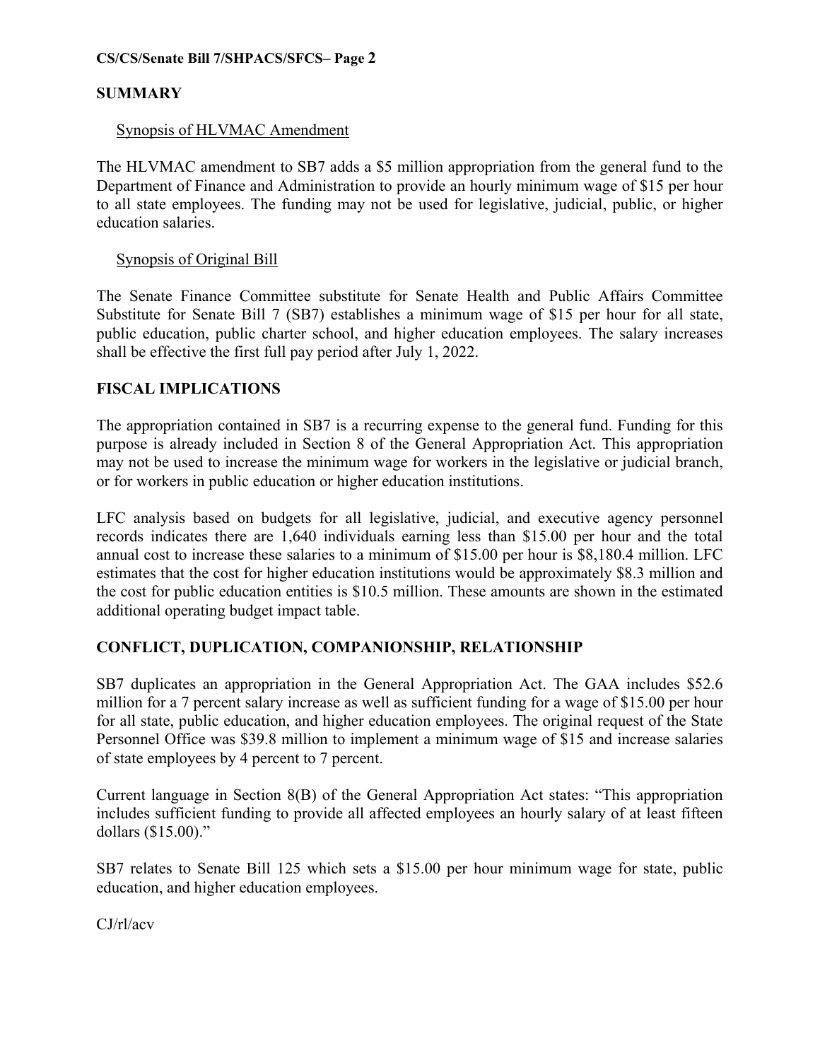## SUMMARY

Synopsis of HLVMAC Amendment

The HLVMAC amendment to SB7 adds a $5 million appropriation from the general fund to the Department of Finance and Administration to provide an hourly minimum wage of $15 per hour to all state employees. The funding may not be used for legislative, judicial, public, or higher education salaries.

Synopsis of Original Bill

The Senate Finance Committee substitute for Senate Health and Public Affairs Committee Substitute for Senate Bill 7 (SB7) establishes a minimum wage of $15 per hour for all state, public education, public charter school, and higher education employees. The salary increases shall be effective the first full pay period after July 1, 2022.

## FISCAL IMPLICATIONS

The appropriation contained in SB7 is a recurring expense to the general fund. Funding for this purpose is already included in Section 8 of the General Appropriation Act. This appropriation may not be used to increase the minimum wage for workers in the legislative or judicial branch, or for workers in public education or higher education institutions.

LFC analysis based on budgets for all legislative, judicial, and executive agency personnel records indicates there are 1,640 individuals earning less than $15.00 per hour and the total annual cost to increase these salaries to a minimum of $15.00 per hour is $8,180.4 million. LFC estimates that the cost for higher education institutions would be approximately $8.3 million and the cost for public education entities is $10.5 million. These amounts are shown in the estimated additional operating budget impact table.

## CONFLICT, DUPLICATION, COMPANIONSHIP, RELATIONSHIP

SB7 duplicates an appropriation in the General Appropriation Act. The GAA includes $52.6 million for a 7 percent salary increase as well as sufficient funding for a wage of $15.00 per hour for all state, public education, and higher education employees. The original request of the State Personnel Office was $39.8 million to implement a minimum wage of $15 and increase salaries of state employees by 4 percent to 7 percent.

Current language in Section 8(B) of the General Appropriation Act states: "This appropriation includes sufficient funding to provide all affected employees an hourly salary of at least fifteen dollars ($15.00)."

SB7 relates to Senate Bill 125 which sets a $15.00 per hour minimum wage for state, public education, and higher education employees.

CJ/rl/acv